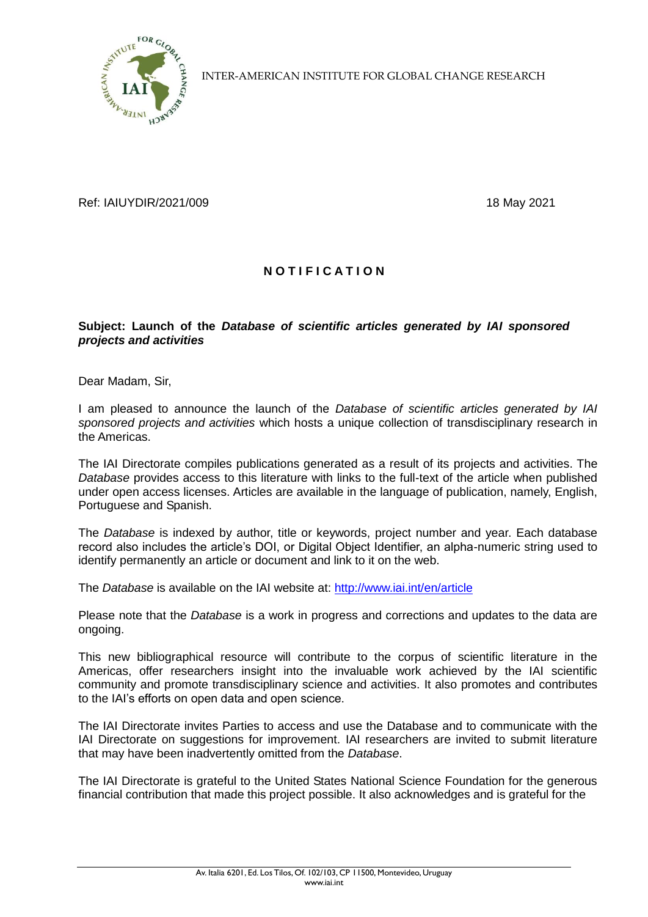INTER-AMERICAN INSTITUTE FOR GLOBAL CHANGE RESEARCH

Ref: IAIUYDIR/2021/009 18 May 2021

# N O T I F I C A T I O N

**Subject: Launch of the *Database of scientific articles generated by IAI sponsored projects and activities***

Dear Madam, Sir,

I am pleased to announce the launch of the *Database of scientific articles generated by IAI sponsored projects and activities* which hosts a unique collection of transdisciplinary research in the Americas.

The IAI Directorate compiles publications generated as a result of its projects and activities. The *Database* provides access to this literature with links to the full-text of the article when published under open access licenses. Articles are available in the language of publication, namely, English, Portuguese and Spanish.

The *Database* is indexed by author, title or keywords, project number and year. Each database record also includes the article's DOI, or Digital Object Identifier, an alpha-numeric string used to identify permanently an article or document and link to it on the web.

The *Database* is available on the IAI website at: [http://www.iai.int/en/article](http://www.iai.int/en/article)

Please note that the *Database* is a work in progress and corrections and updates to the data are ongoing.

This new bibliographical resource will contribute to the corpus of scientific literature in the Americas, offer researchers insight into the invaluable work achieved by the IAI scientific community and promote transdisciplinary science and activities. It also promotes and contributes to the IAI's efforts on open data and open science.

The IAI Directorate invites Parties to access and use the Database and to communicate with the IAI Directorate on suggestions for improvement. IAI researchers are invited to submit literature that may have been inadvertently omitted from the *Database*.

The IAI Directorate is grateful to the United States National Science Foundation for the generous financial contribution that made this project possible. It also acknowledges and is grateful for the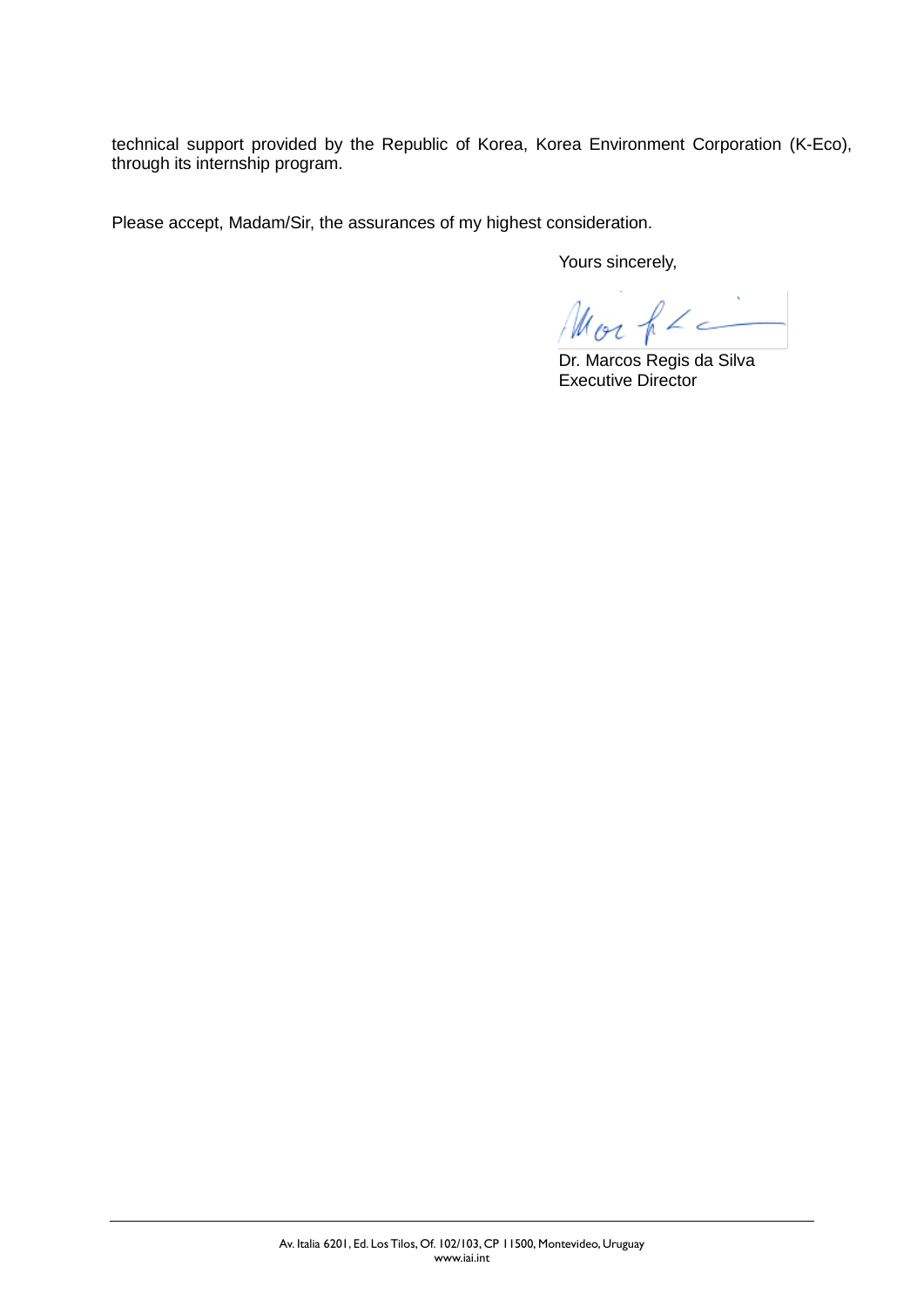technical support provided by the Republic of Korea, Korea Environment Corporation (K-Eco), through its internship program.

Please accept, Madam/Sir, the assurances of my highest consideration.

Yours sincerely,

Dr. Marcos Regis da Silva
Executive Director